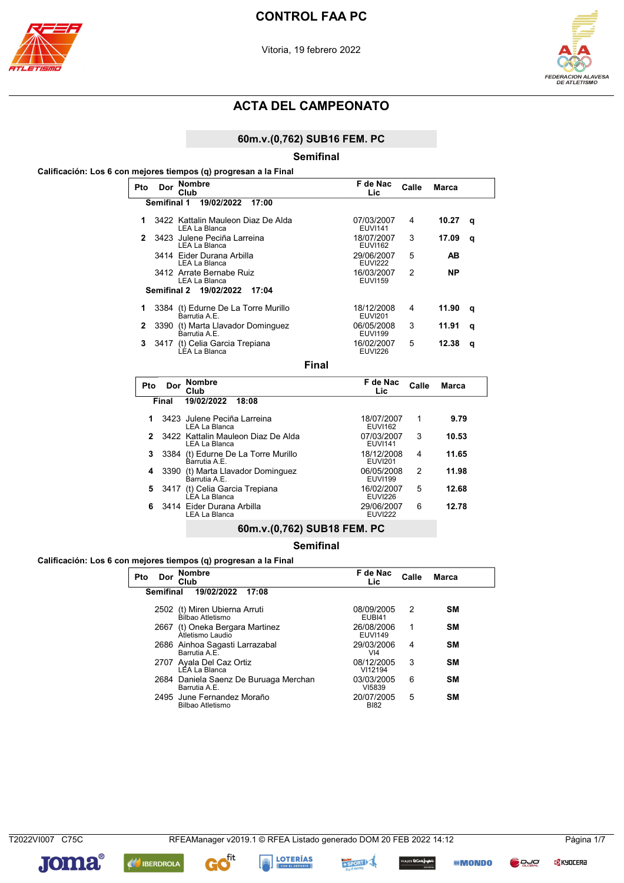# CONTROL FAA PC

Vitoria, 19 febrero 2022

## ACTA DEL CAMPEONATO

### 60m.v.(0,762) SUB16 FEM. PC

#### Semifinal

**Calificación: Los 6 con mejores tiempos (q) progresan a la Final**

**Semifinal 1 19/02/2022 17:00**

| Pto | Dor | Nombre / Club | F de Nac / Lic | Calle | Marca | |
|---|---|---|---|---|---|---|
| 1 | 3422 | Kattalin Mauleon Diaz De Alda / LEA La Blanca | 07/03/2007 / EUVI141 | 4 | 10.27 | q |
| 2 | 3423 | Julene Peciña Larreina / LEA La Blanca | 18/07/2007 / EUVI162 | 3 | 17.09 | q |
| | 3414 | Eider Durana Arbilla / LEA La Blanca | 29/06/2007 / EUVI222 | 5 | AB | |
| | 3412 | Arrate Bernabe Ruiz / LEA La Blanca | 16/03/2007 / EUVI159 | 2 | NP | |

**Semifinal 2 19/02/2022 17:04**

| Pto | Dor | Nombre / Club | F de Nac / Lic | Calle | Marca | |
|---|---|---|---|---|---|---|
| 1 | 3384 | (t) Edurne De La Torre Murillo / Barrutia A.E. | 18/12/2008 / EUVI201 | 4 | 11.90 | q |
| 2 | 3390 | (t) Marta Llavador Dominguez / Barrutia A.E. | 06/05/2008 / EUVI199 | 3 | 11.91 | q |
| 3 | 3417 | (t) Celia Garcia Trepiana / LEA La Blanca | 16/02/2007 / EUVI226 | 5 | 12.38 | q |

#### Final

**Final 19/02/2022 18:08**

| Pto | Dor | Nombre / Club | F de Nac / Lic | Calle | Marca |
|---|---|---|---|---|---|
| 1 | 3423 | Julene Peciña Larreina / LEA La Blanca | 18/07/2007 / EUVI162 | 1 | 9.79 |
| 2 | 3422 | Kattalin Mauleon Diaz De Alda / LEA La Blanca | 07/03/2007 / EUVI141 | 3 | 10.53 |
| 3 | 3384 | (t) Edurne De La Torre Murillo / Barrutia A.E. | 18/12/2008 / EUVI201 | 4 | 11.65 |
| 4 | 3390 | (t) Marta Llavador Dominguez / Barrutia A.E. | 06/05/2008 / EUVI199 | 2 | 11.98 |
| 5 | 3417 | (t) Celia Garcia Trepiana / LEA La Blanca | 16/02/2007 / EUVI226 | 5 | 12.68 |
| 6 | 3414 | Eider Durana Arbilla / LEA La Blanca | 29/06/2007 / EUVI222 | 6 | 12.78 |

### 60m.v.(0,762) SUB18 FEM. PC

#### Semifinal

**Calificación: Los 6 con mejores tiempos (q) progresan a la Final**

**Semifinal 19/02/2022 17:08**

| Pto | Dor | Nombre / Club | F de Nac / Lic | Calle | Marca |
|---|---|---|---|---|---|
| | 2502 | (t) Miren Ubierna Arruti / Bilbao Atletismo | 08/09/2005 / EUBI41 | 2 | SM |
| | 2667 | (t) Oneka Bergara Martinez / Atletismo Laudio | 26/08/2006 / EUVI149 | 1 | SM |
| | 2686 | Ainhoa Sagasti Larrazabal / Barrutia A.E. | 29/03/2006 / VI4 | 4 | SM |
| | 2707 | Ayala Del Caz Ortiz / LEA La Blanca | 08/12/2005 / VI12194 | 3 | SM |
| | 2684 | Daniela Saenz De Buruaga Merchan / Barrutia A.E. | 03/03/2005 / VI5839 | 6 | SM |
| | 2495 | June Fernandez Moraño / Bilbao Atletismo | 20/07/2005 / BI82 | 5 | SM |

T2022VI007 C75C RFEAManager v2019.1 © RFEA Listado generado DOM 20 FEB 2022 14:12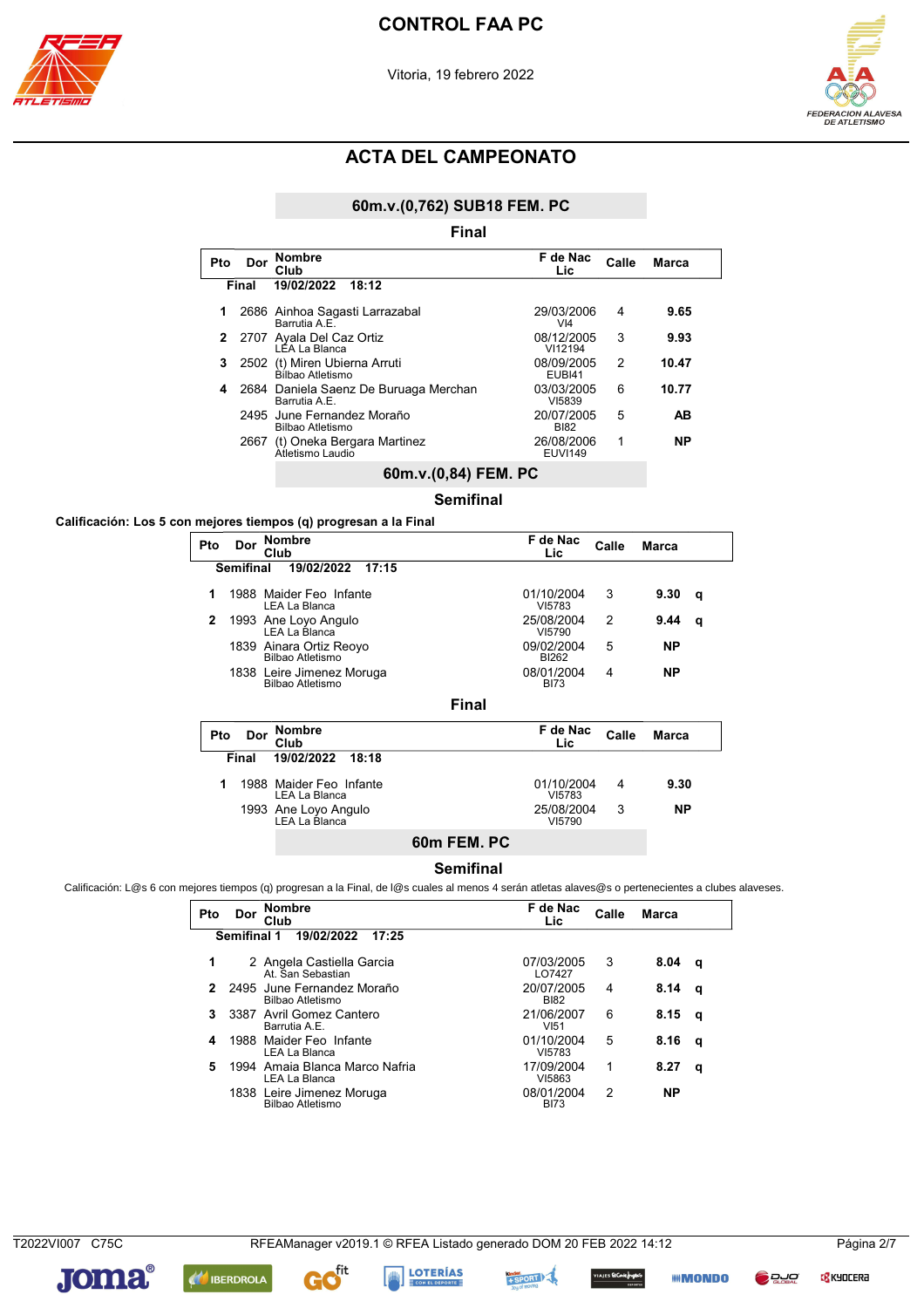# CONTROL FAA PC

Vitoria, 19 febrero 2022

## ACTA DEL CAMPEONATO

### 60m.v.(0,762) SUB18 FEM. PC

#### Final

| Pto | Dor | Nombre / Club | F de Nac / Lic | Calle | Marca |
|---|---|---|---|---|---|
| **Final** | | **19/02/2022 18:12** | | | |
| 1 | 2686 | Ainhoa Sagasti Larrazabal / Barrutia A.E. | 29/03/2006 / VI4 | 4 | **9.65** |
| 2 | 2707 | Ayala Del Caz Ortiz / LEA La Blanca | 08/12/2005 / VI12194 | 3 | **9.93** |
| 3 | 2502 | (t) Miren Ubierna Arruti / Bilbao Atletismo | 08/09/2005 / EUBI41 | 2 | **10.47** |
| 4 | 2684 | Daniela Saenz De Buruaga Merchan / Barrutia A.E. | 03/03/2005 / VI5839 | 6 | **10.77** |
| | 2495 | June Fernandez Moraño / Bilbao Atletismo | 20/07/2005 / BI82 | 5 | **AB** |
| | 2667 | (t) Oneka Bergara Martinez / Atletismo Laudio | 26/08/2006 / EUVI149 | 1 | **NP** |

### 60m.v.(0,84) FEM. PC

#### Semifinal

**Calificación: Los 5 con mejores tiempos (q) progresan a la Final**

| Pto | Dor | Nombre / Club | F de Nac / Lic | Calle | Marca | |
|---|---|---|---|---|---|---|
| **Semifinal** | | **19/02/2022 17:15** | | | | |
| 1 | 1988 | Maider Feo Infante / LEA La Blanca | 01/10/2004 / VI5783 | 3 | **9.30** | **q** |
| 2 | 1993 | Ane Loyo Angulo / LEA La Blanca | 25/08/2004 / VI5790 | 2 | **9.44** | **q** |
| | 1839 | Ainara Ortiz Reoyo / Bilbao Atletismo | 09/02/2004 / BI262 | 5 | **NP** | |
| | 1838 | Leire Jimenez Moruga / Bilbao Atletismo | 08/01/2004 / BI73 | 4 | **NP** | |

#### Final

| Pto | Dor | Nombre / Club | F de Nac / Lic | Calle | Marca |
|---|---|---|---|---|---|
| **Final** | | **19/02/2022 18:18** | | | |
| 1 | 1988 | Maider Feo Infante / LEA La Blanca | 01/10/2004 / VI5783 | 4 | **9.30** |
| | 1993 | Ane Loyo Angulo / LEA La Blanca | 25/08/2004 / VI5790 | 3 | **NP** |

### 60m FEM. PC

#### Semifinal

Calificación: L@s 6 con mejores tiempos (q) progresan a la Final, de l@s cuales al menos 4 serán atletas alaves@s o pertenecientes a clubes alaveses.

| Pto | Dor | Nombre / Club | F de Nac / Lic | Calle | Marca | |
|---|---|---|---|---|---|---|
| **Semifinal 1** | | **19/02/2022 17:25** | | | | |
| 1 | 2 | Angela Castiella Garcia / At. San Sebastian | 07/03/2005 / LO7427 | 3 | **8.04** | **q** |
| 2 | 2495 | June Fernandez Moraño / Bilbao Atletismo | 20/07/2005 / BI82 | 4 | **8.14** | **q** |
| 3 | 3387 | Avril Gomez Cantero / Barrutia A.E. | 21/06/2007 / VI51 | 6 | **8.15** | **q** |
| 4 | 1988 | Maider Feo Infante / LEA La Blanca | 01/10/2004 / VI5783 | 5 | **8.16** | **q** |
| 5 | 1994 | Amaia Blanca Marco Nafria / LEA La Blanca | 17/09/2004 / VI5863 | 1 | **8.27** | **q** |
| | 1838 | Leire Jimenez Moruga / Bilbao Atletismo | 08/01/2004 / BI73 | 2 | **NP** | |

T2022VI007 C75C RFEAManager v2019.1 © RFEA Listado generado DOM 20 FEB 2022 14:12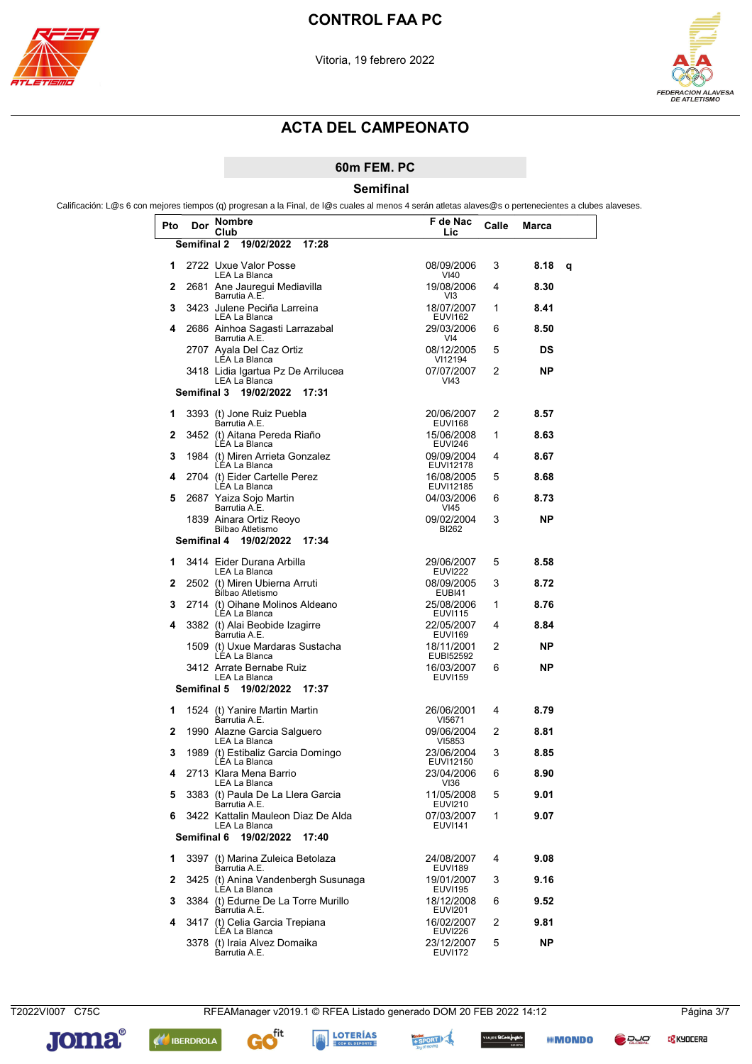# CONTROL FAA PC

Vitoria, 19 febrero 2022

## ACTA DEL CAMPEONATO

### 60m FEM. PC

### Semifinal

Calificación: L@s 6 con mejores tiempos (q) progresan a la Final, de l@s cuales al menos 4 serán atletas alaves@s o pertenecientes a clubes alaveses.

| Pto | Dor | Nombre / Club | F de Nac / Lic | Calle | Marca | |
|---|---|---|---|---|---|---|
| **Semifinal 2** | | **19/02/2022 17:28** | | | | |
| 1 | 2722 | Uxue Valor Posse / LEA La Blanca | 08/09/2006 / VI40 | 3 | **8.18** | **q** |
| 2 | 2681 | Ane Jauregui Mediavilla / Barrutia A.E. | 19/08/2006 / VI3 | 4 | **8.30** | |
| 3 | 3423 | Julene Peciña Larreina / LEA La Blanca | 18/07/2007 / EUVI162 | 1 | **8.41** | |
| 4 | 2686 | Ainhoa Sagasti Larrazabal / Barrutia A.E. | 29/03/2006 / VI4 | 6 | **8.50** | |
| | 2707 | Ayala Del Caz Ortiz / LEA La Blanca | 08/12/2005 / VI12194 | 5 | **DS** | |
| | 3418 | Lidia Igartua Pz De Arrilucea / LEA La Blanca | 07/07/2007 / VI43 | 2 | **NP** | |
| **Semifinal 3** | | **19/02/2022 17:31** | | | | |
| 1 | 3393 | (t) Jone Ruiz Puebla / Barrutia A.E. | 20/06/2007 / EUVI168 | 2 | **8.57** | |
| 2 | 3452 | (t) Aitana Pereda Riaño / LEA La Blanca | 15/06/2008 / EUVI246 | 1 | **8.63** | |
| 3 | 1984 | (t) Miren Arrieta Gonzalez / LEA La Blanca | 09/09/2004 / EUVI12178 | 4 | **8.67** | |
| 4 | 2704 | (t) Eider Cartelle Perez / LEA La Blanca | 16/08/2005 / EUVI12185 | 5 | **8.68** | |
| 5 | 2687 | Yaiza Sojo Martin / Barrutia A.E. | 04/03/2006 / VI45 | 6 | **8.73** | |
| | 1839 | Ainara Ortiz Reoyo / Bilbao Atletismo | 09/02/2004 / BI262 | 3 | **NP** | |
| **Semifinal 4** | | **19/02/2022 17:34** | | | | |
| 1 | 3414 | Eider Durana Arbilla / LEA La Blanca | 29/06/2007 / EUVI222 | 5 | **8.58** | |
| 2 | 2502 | (t) Miren Ubierna Arruti / Bilbao Atletismo | 08/09/2005 / EUBI41 | 3 | **8.72** | |
| 3 | 2714 | (t) Oihane Molinos Aldeano / LEA La Blanca | 25/08/2006 / EUVI115 | 1 | **8.76** | |
| 4 | 3382 | (t) Alai Beobide Izagirre / Barrutia A.E. | 22/05/2007 / EUVI169 | 4 | **8.84** | |
| | 1509 | (t) Uxue Mardaras Sustacha / LEA La Blanca | 18/11/2001 / EUBI52592 | 2 | **NP** | |
| | 3412 | Arrate Bernabe Ruiz / LEA La Blanca | 16/03/2007 / EUVI159 | 6 | **NP** | |
| **Semifinal 5** | | **19/02/2022 17:37** | | | | |
| 1 | 1524 | (t) Yanire Martin Martin / Barrutia A.E. | 26/06/2001 / VI5671 | 4 | **8.79** | |
| 2 | 1990 | Alazne Garcia Salguero / LEA La Blanca | 09/06/2004 / VI5853 | 2 | **8.81** | |
| 3 | 1989 | (t) Estibaliz Garcia Domingo / LEA La Blanca | 23/06/2004 / EUVI12150 | 3 | **8.85** | |
| 4 | 2713 | Klara Mena Barrio / LEA La Blanca | 23/04/2006 / VI36 | 6 | **8.90** | |
| 5 | 3383 | (t) Paula De La Llera Garcia / Barrutia A.E. | 11/05/2008 / EUVI210 | 5 | **9.01** | |
| 6 | 3422 | Kattalin Mauleon Diaz De Alda / LEA La Blanca | 07/03/2007 / EUVI141 | 1 | **9.07** | |
| **Semifinal 6** | | **19/02/2022 17:40** | | | | |
| 1 | 3397 | (t) Marina Zuleica Betolaza / Barrutia A.E. | 24/08/2007 / EUVI189 | 4 | **9.08** | |
| 2 | 3425 | (t) Anina Vandenbergh Susunaga / LEA La Blanca | 19/01/2007 / EUVI195 | 3 | **9.16** | |
| 3 | 3384 | (t) Edurne De La Torre Murillo / Barrutia A.E. | 18/12/2008 / EUVI201 | 6 | **9.52** | |
| 4 | 3417 | (t) Celia Garcia Trepiana / LEA La Blanca | 16/02/2007 / EUVI226 | 2 | **9.81** | |
| | 3378 | (t) Iraia Alvez Domaika / Barrutia A.E. | 23/12/2007 / EUVI172 | 5 | **NP** | |

T2022VI007 C75C RFEAManager v2019.1 © RFEA Listado generado DOM 20 FEB 2022 14:12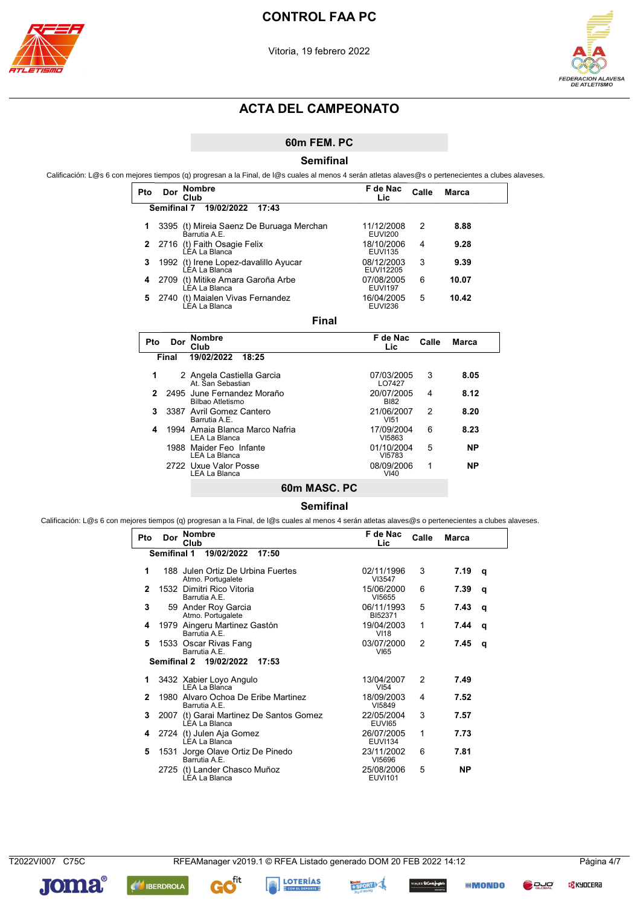# CONTROL FAA PC

Vitoria, 19 febrero 2022

## ACTA DEL CAMPEONATO

### 60m FEM. PC

#### Semifinal

Calificación: L@s 6 con mejores tiempos (q) progresan a la Final, de l@s cuales al menos 4 serán atletas alaves@s o pertenecientes a clubes alaveses.

**Semifinal 7 19/02/2022 17:43**

| Pto | Dor | Nombre / Club | F de Nac / Lic | Calle | Marca |
|---|---|---|---|---|---|
| 1 | 3395 | (t) Mireia Saenz De Buruaga Merchan / Barrutia A.E. | 11/12/2008 / EUVI200 | 2 | 8.88 |
| 2 | 2716 | (t) Faith Osagie Felix / LEA La Blanca | 18/10/2006 / EUVI135 | 4 | 9.28 |
| 3 | 1992 | (t) Irene Lopez-davalillo Ayucar / LEA La Blanca | 08/12/2003 / EUVI12205 | 3 | 9.39 |
| 4 | 2709 | (t) Mitike Amara Garoña Arbe / LEA La Blanca | 07/08/2005 / EUVI197 | 6 | 10.07 |
| 5 | 2740 | (t) Maialen Vivas Fernandez / LEA La Blanca | 16/04/2005 / EUVI236 | 5 | 10.42 |

#### Final

**Final 19/02/2022 18:25**

| Pto | Dor | Nombre / Club | F de Nac / Lic | Calle | Marca |
|---|---|---|---|---|---|
| 1 | 2 | Angela Castiella Garcia / At. San Sebastian | 07/03/2005 / LO7427 | 3 | 8.05 |
| 2 | 2495 | June Fernandez Moraño / Bilbao Atletismo | 20/07/2005 / BI82 | 4 | 8.12 |
| 3 | 3387 | Avril Gomez Cantero / Barrutia A.E. | 21/06/2007 / VI51 | 2 | 8.20 |
| 4 | 1994 | Amaia Blanca Marco Nafria / LEA La Blanca | 17/09/2004 / VI5863 | 6 | 8.23 |
| | 1988 | Maider Feo Infante / LEA La Blanca | 01/10/2004 / VI5783 | 5 | NP |
| | 2722 | Uxue Valor Posse / LEA La Blanca | 08/09/2006 / VI40 | 1 | NP |

### 60m MASC. PC

#### Semifinal

Calificación: L@s 6 con mejores tiempos (q) progresan a la Final, de l@s cuales al menos 4 serán atletas alaves@s o pertenecientes a clubes alaveses.

**Semifinal 1 19/02/2022 17:50**

| Pto | Dor | Nombre / Club | F de Nac / Lic | Calle | Marca | |
|---|---|---|---|---|---|---|
| 1 | 188 | Julen Ortiz De Urbina Fuertes / Atmo. Portugalete | 02/11/1996 / VI3547 | 3 | 7.19 | q |
| 2 | 1532 | Dimitri Rico Vitoria / Barrutia A.E. | 15/06/2000 / VI5655 | 6 | 7.39 | q |
| 3 | 59 | Ander Roy Garcia / Atmo. Portugalete | 06/11/1993 / BI52371 | 5 | 7.43 | q |
| 4 | 1979 | Aingeru Martinez Gastón / Barrutia A.E. | 19/04/2003 / VI18 | 1 | 7.44 | q |
| 5 | 1533 | Oscar Rivas Fang / Barrutia A.E. | 03/07/2000 / VI65 | 2 | 7.45 | q |

**Semifinal 2 19/02/2022 17:53**

| Pto | Dor | Nombre / Club | F de Nac / Lic | Calle | Marca |
|---|---|---|---|---|---|
| 1 | 3432 | Xabier Loyo Angulo / LEA La Blanca | 13/04/2007 / VI54 | 2 | 7.49 |
| 2 | 1980 | Alvaro Ochoa De Eribe Martinez / Barrutia A.E. | 18/09/2003 / VI5849 | 4 | 7.52 |
| 3 | 2007 | (t) Garai Martinez De Santos Gomez / LEA La Blanca | 22/05/2004 / EUVI65 | 3 | 7.57 |
| 4 | 2724 | (t) Julen Aja Gomez / LEA La Blanca | 26/07/2005 / EUVI134 | 1 | 7.73 |
| 5 | 1531 | Jorge Olave Ortiz De Pinedo / Barrutia A.E. | 23/11/2002 / VI5696 | 6 | 7.81 |
| | 2725 | (t) Lander Chasco Muñoz / LEA La Blanca | 25/08/2006 / EUVI101 | 5 | NP |

T2022VI007 C75C — RFEAManager v2019.1 © RFEA Listado generado DOM 20 FEB 2022 14:12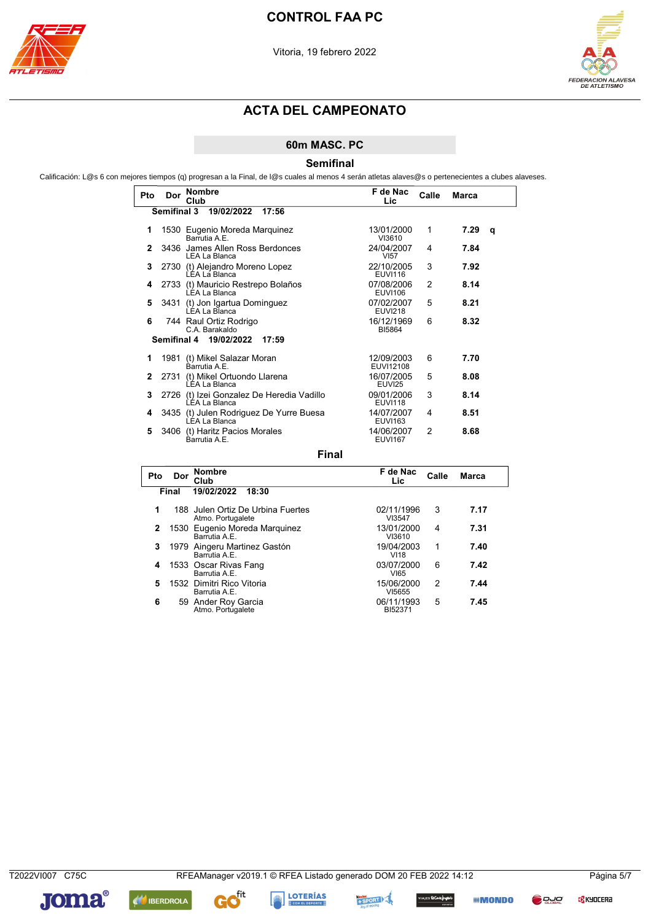# CONTROL FAA PC

Vitoria, 19 febrero 2022

## ACTA DEL CAMPEONATO

### 60m MASC. PC

#### Semifinal

Calificación: L@s 6 con mejores tiempos (q) progresan a la Final, de l@s cuales al menos 4 serán atletas alaves@s o pertenecientes a clubes alaveses.

| Pto | Dor | Nombre / Club | F de Nac / Lic | Calle | Marca | |
|---|---|---|---|---|---|---|
| **Semifinal 3 19/02/2022 17:56** | | | | | | |
| **1** | 1530 | Eugenio Moreda Marquinez<br>Barrutia A.E. | 13/01/2000<br>VI3610 | 1 | **7.29** | **q** |
| **2** | 3436 | James Allen Ross Berdonces<br>LEA La Blanca | 24/04/2007<br>VI57 | 4 | **7.84** | |
| **3** | 2730 | (t) Alejandro Moreno Lopez<br>LEA La Blanca | 22/10/2005<br>EUVI116 | 3 | **7.92** | |
| **4** | 2733 | (t) Mauricio Restrepo Bolaños<br>LEA La Blanca | 07/08/2006<br>EUVI106 | 2 | **8.14** | |
| **5** | 3431 | (t) Jon Igartua Dominguez<br>LEA La Blanca | 07/02/2007<br>EUVI218 | 5 | **8.21** | |
| **6** | 744 | Raul Ortiz Rodrigo<br>C.A. Barakaldo | 16/12/1969<br>BI5864 | 6 | **8.32** | |
| **Semifinal 4 19/02/2022 17:59** | | | | | | |
| **1** | 1981 | (t) Mikel Salazar Moran<br>Barrutia A.E. | 12/09/2003<br>EUVI12108 | 6 | **7.70** | |
| **2** | 2731 | (t) Mikel Ortuondo Llarena<br>LEA La Blanca | 16/07/2005<br>EUVI25 | 5 | **8.08** | |
| **3** | 2726 | (t) Izei Gonzalez De Heredia Vadillo<br>LEA La Blanca | 09/01/2006<br>EUVI118 | 3 | **8.14** | |
| **4** | 3435 | (t) Julen Rodriguez De Yurre Buesa<br>LEA La Blanca | 14/07/2007<br>EUVI163 | 4 | **8.51** | |
| **5** | 3406 | (t) Haritz Pacios Morales<br>Barrutia A.E. | 14/06/2007<br>EUVI167 | 2 | **8.68** | |

#### Final

| Pto | Dor | Nombre / Club | F de Nac / Lic | Calle | Marca |
|---|---|---|---|---|---|
| **Final 19/02/2022 18:30** | | | | | |
| **1** | 188 | Julen Ortiz De Urbina Fuertes<br>Atmo. Portugalete | 02/11/1996<br>VI3547 | 3 | **7.17** |
| **2** | 1530 | Eugenio Moreda Marquinez<br>Barrutia A.E. | 13/01/2000<br>VI3610 | 4 | **7.31** |
| **3** | 1979 | Aingeru Martinez Gastón<br>Barrutia A.E. | 19/04/2003<br>VI18 | 1 | **7.40** |
| **4** | 1533 | Oscar Rivas Fang<br>Barrutia A.E. | 03/07/2000<br>VI65 | 6 | **7.42** |
| **5** | 1532 | Dimitri Rico Vitoria<br>Barrutia A.E. | 15/06/2000<br>VI5655 | 2 | **7.44** |
| **6** | 59 | Ander Roy Garcia<br>Atmo. Portugalete | 06/11/1993<br>BI52371 | 5 | **7.45** |

T2022VI007 C75C RFEAManager v2019.1 © RFEA Listado generado DOM 20 FEB 2022 14:12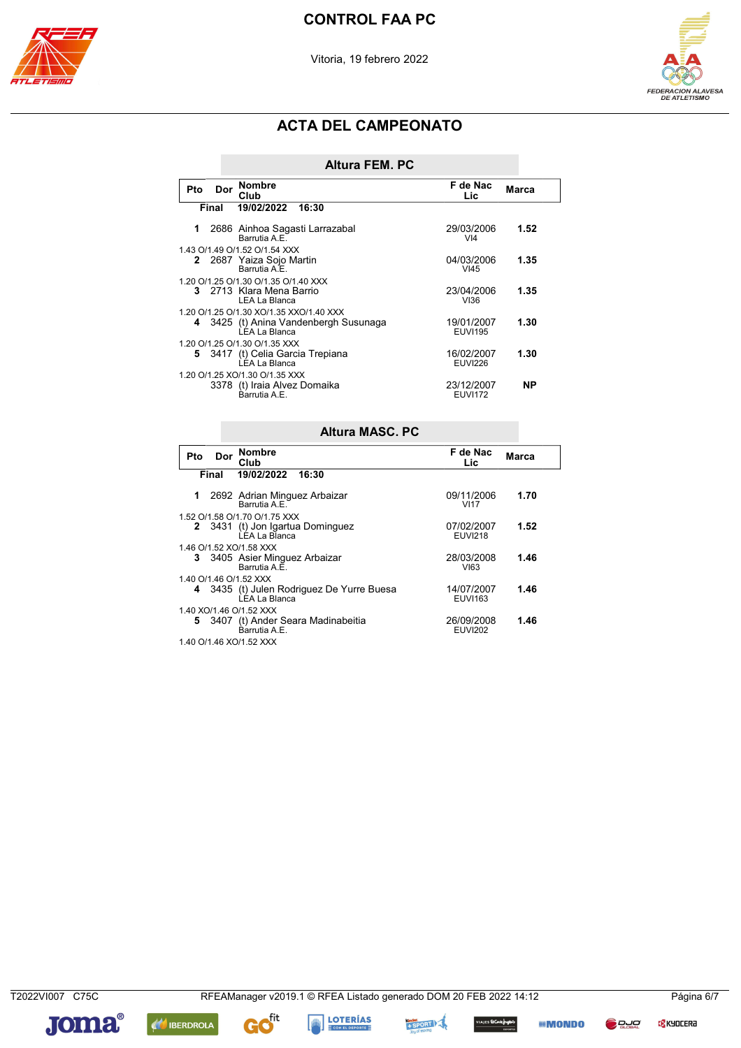# CONTROL FAA PC

Vitoria, 19 febrero 2022

## ACTA DEL CAMPEONATO

### Altura FEM. PC

| Pto | Dor | Nombre / Club | F de Nac / Lic | Marca |
|---|---|---|---|---|
| **Final** | | **19/02/2022 16:30** | | |
| **1** | 2686 | Ainhoa Sagasti Larrazabal / Barrutia A.E. | 29/03/2006 / VI4 | **1.52** |
| | | 1.43 O/1.49 O/1.52 O/1.54 XXX | | |
| **2** | 2687 | Yaiza Sojo Martin / Barrutia A.E. | 04/03/2006 / VI45 | **1.35** |
| | | 1.20 O/1.25 O/1.30 O/1.35 O/1.40 XXX | | |
| **3** | 2713 | Klara Mena Barrio / LEA La Blanca | 23/04/2006 / VI36 | **1.35** |
| | | 1.20 O/1.25 O/1.30 XO/1.35 XXO/1.40 XXX | | |
| **4** | 3425 | (t) Anina Vandenbergh Susunaga / LEA La Blanca | 19/01/2007 / EUVI195 | **1.30** |
| | | 1.20 O/1.25 O/1.30 O/1.35 XXX | | |
| **5** | 3417 | (t) Celia Garcia Trepiana / LEA La Blanca | 16/02/2007 / EUVI226 | **1.30** |
| | | 1.20 O/1.25 XO/1.30 O/1.35 XXX | | |
| | 3378 | (t) Iraia Alvez Domaika / Barrutia A.E. | 23/12/2007 / EUVI172 | **NP** |

### Altura MASC. PC

| Pto | Dor | Nombre / Club | F de Nac / Lic | Marca |
|---|---|---|---|---|
| **Final** | | **19/02/2022 16:30** | | |
| **1** | 2692 | Adrian Minguez Arbaizar / Barrutia A.E. | 09/11/2006 / VI17 | **1.70** |
| | | 1.52 O/1.58 O/1.70 O/1.75 XXX | | |
| **2** | 3431 | (t) Jon Igartua Dominguez / LEA La Blanca | 07/02/2007 / EUVI218 | **1.52** |
| | | 1.46 O/1.52 XO/1.58 XXX | | |
| **3** | 3405 | Asier Minguez Arbaizar / Barrutia A.E. | 28/03/2008 / VI63 | **1.46** |
| | | 1.40 O/1.46 O/1.52 XXX | | |
| **4** | 3435 | (t) Julen Rodriguez De Yurre Buesa / LEA La Blanca | 14/07/2007 / EUVI163 | **1.46** |
| | | 1.40 XO/1.46 O/1.52 XXX | | |
| **5** | 3407 | (t) Ander Seara Madinabeitia / Barrutia A.E. | 26/09/2008 / EUVI202 | **1.46** |
| | | 1.40 O/1.46 XO/1.52 XXX | | |

T2022VI007 C75C    RFEAManager v2019.1 © RFEA Listado generado DOM 20 FEB 2022 14:12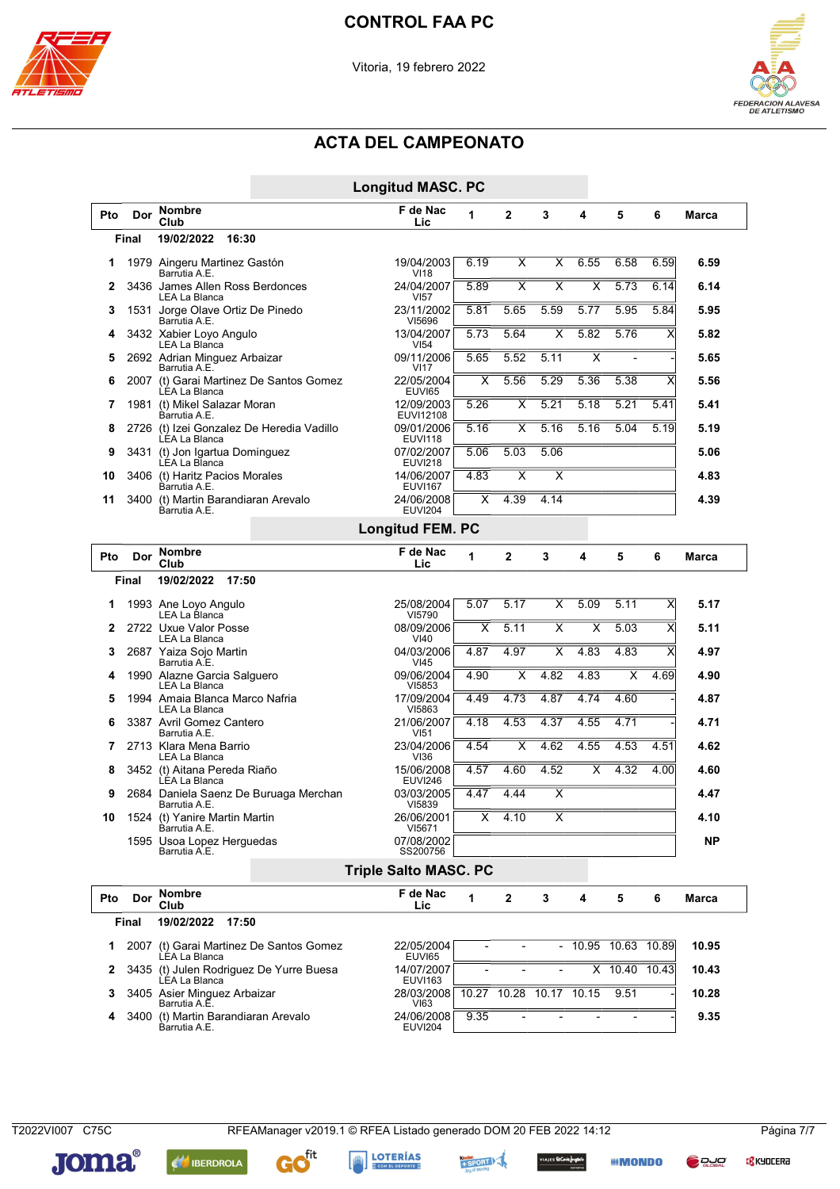# CONTROL FAA PC

Vitoria, 19 febrero 2022

## ACTA DEL CAMPEONATO

### Longitud MASC. PC

Final 19/02/2022 16:30

| Pto | Dor | Nombre / Club | F de Nac / Lic | 1 | 2 | 3 | 4 | 5 | 6 | Marca |
|---|---|---|---|---|---|---|---|---|---|---|
| 1 | 1979 | Aingeru Martinez Gastón / Barrutia A.E. | 19/04/2003 / VI18 | 6.19 | X | X | 6.55 | 6.58 | 6.59 | **6.59** |
| 2 | 3436 | James Allen Ross Berdonces / LEA La Blanca | 24/04/2007 / VI57 | 5.89 | X | X | X | 5.73 | 6.14 | **6.14** |
| 3 | 1531 | Jorge Olave Ortiz De Pinedo / Barrutia A.E. | 23/11/2002 / VI5696 | 5.81 | 5.65 | 5.59 | 5.77 | 5.95 | 5.84 | **5.95** |
| 4 | 3432 | Xabier Loyo Angulo / LEA La Blanca | 13/04/2007 / VI54 | 5.73 | 5.64 | X | 5.82 | 5.76 | X | **5.82** |
| 5 | 2692 | Adrian Minguez Arbaizar / Barrutia A.E. | 09/11/2006 / VI17 | 5.65 | 5.52 | 5.11 | X | - | - | **5.65** |
| 6 | 2007 | (t) Garai Martinez De Santos Gomez / LEA La Blanca | 22/05/2004 / EUVI65 | X | 5.56 | 5.29 | 5.36 | 5.38 | X | **5.56** |
| 7 | 1981 | (t) Mikel Salazar Moran / Barrutia A.E. | 12/09/2003 / EUVI12108 | 5.26 | X | 5.21 | 5.18 | 5.21 | 5.41 | **5.41** |
| 8 | 2726 | (t) Izei Gonzalez De Heredia Vadillo / LEA La Blanca | 09/01/2006 / EUVI118 | 5.16 | X | 5.16 | 5.16 | 5.04 | 5.19 | **5.19** |
| 9 | 3431 | (t) Jon Igartua Dominguez / LEA La Blanca | 07/02/2007 / EUVI218 | 5.06 | 5.03 | 5.06 | | | | **5.06** |
| 10 | 3406 | (t) Haritz Pacios Morales / Barrutia A.E. | 14/06/2007 / EUVI167 | 4.83 | X | X | | | | **4.83** |
| 11 | 3400 | (t) Martin Barandiaran Arevalo / Barrutia A.E. | 24/06/2008 / EUVI204 | X | 4.39 | 4.14 | | | | **4.39** |

### Longitud FEM. PC

Final 19/02/2022 17:50

| Pto | Dor | Nombre / Club | F de Nac / Lic | 1 | 2 | 3 | 4 | 5 | 6 | Marca |
|---|---|---|---|---|---|---|---|---|---|---|
| 1 | 1993 | Ane Loyo Angulo / LEA La Blanca | 25/08/2004 / VI5790 | 5.07 | 5.17 | X | 5.09 | 5.11 | X | **5.17** |
| 2 | 2722 | Uxue Valor Posse / LEA La Blanca | 08/09/2006 / VI40 | X | 5.11 | X | X | 5.03 | X | **5.11** |
| 3 | 2687 | Yaiza Sojo Martin / Barrutia A.E. | 04/03/2006 / VI45 | 4.87 | 4.97 | X | 4.83 | 4.83 | X | **4.97** |
| 4 | 1990 | Alazne Garcia Salguero / LEA La Blanca | 09/06/2004 / VI5853 | 4.90 | X | 4.82 | 4.83 | X | 4.69 | **4.90** |
| 5 | 1994 | Amaia Blanca Marco Nafria / LEA La Blanca | 17/09/2004 / VI5863 | 4.49 | 4.73 | 4.87 | 4.74 | 4.60 | - | **4.87** |
| 6 | 3387 | Avril Gomez Cantero / Barrutia A.E. | 21/06/2007 / VI51 | 4.18 | 4.53 | 4.37 | 4.55 | 4.71 | - | **4.71** |
| 7 | 2713 | Klara Mena Barrio / LEA La Blanca | 23/04/2006 / VI36 | 4.54 | X | 4.62 | 4.55 | 4.53 | 4.51 | **4.62** |
| 8 | 3452 | (t) Aitana Pereda Riaño / LEA La Blanca | 15/06/2008 / EUVI246 | 4.57 | 4.60 | 4.52 | X | 4.32 | 4.00 | **4.60** |
| 9 | 2684 | Daniela Saenz De Buruaga Merchan / Barrutia A.E. | 03/03/2005 / VI5839 | 4.47 | 4.44 | X | | | | **4.47** |
| 10 | 1524 | (t) Yanire Martin Martin / Barrutia A.E. | 26/06/2001 / VI5671 | X | 4.10 | X | | | | **4.10** |
| | 1595 | Usoa Lopez Herguedas / Barrutia A.E. | 07/08/2002 / SS200756 | | | | | | | **NP** |

### Triple Salto MASC. PC

Final 19/02/2022 17:50

| Pto | Dor | Nombre / Club | F de Nac / Lic | 1 | 2 | 3 | 4 | 5 | 6 | Marca |
|---|---|---|---|---|---|---|---|---|---|---|
| 1 | 2007 | (t) Garai Martinez De Santos Gomez / LEA La Blanca | 22/05/2004 / EUVI65 | - | - | - | 10.95 | 10.63 | 10.89 | **10.95** |
| 2 | 3435 | (t) Julen Rodriguez De Yurre Buesa / LEA La Blanca | 14/07/2007 / EUVI163 | - | - | - | X | 10.40 | 10.43 | **10.43** |
| 3 | 3405 | Asier Minguez Arbaizar / Barrutia A.E. | 28/03/2008 / VI63 | 10.27 | 10.28 | 10.17 | 10.15 | 9.51 | - | **10.28** |
| 4 | 3400 | (t) Martin Barandiaran Arevalo / Barrutia A.E. | 24/06/2008 / EUVI204 | 9.35 | - | - | - | - | - | **9.35** |

T2022VI007 C75C — RFEAManager v2019.1 © RFEA Listado generado DOM 20 FEB 2022 14:12